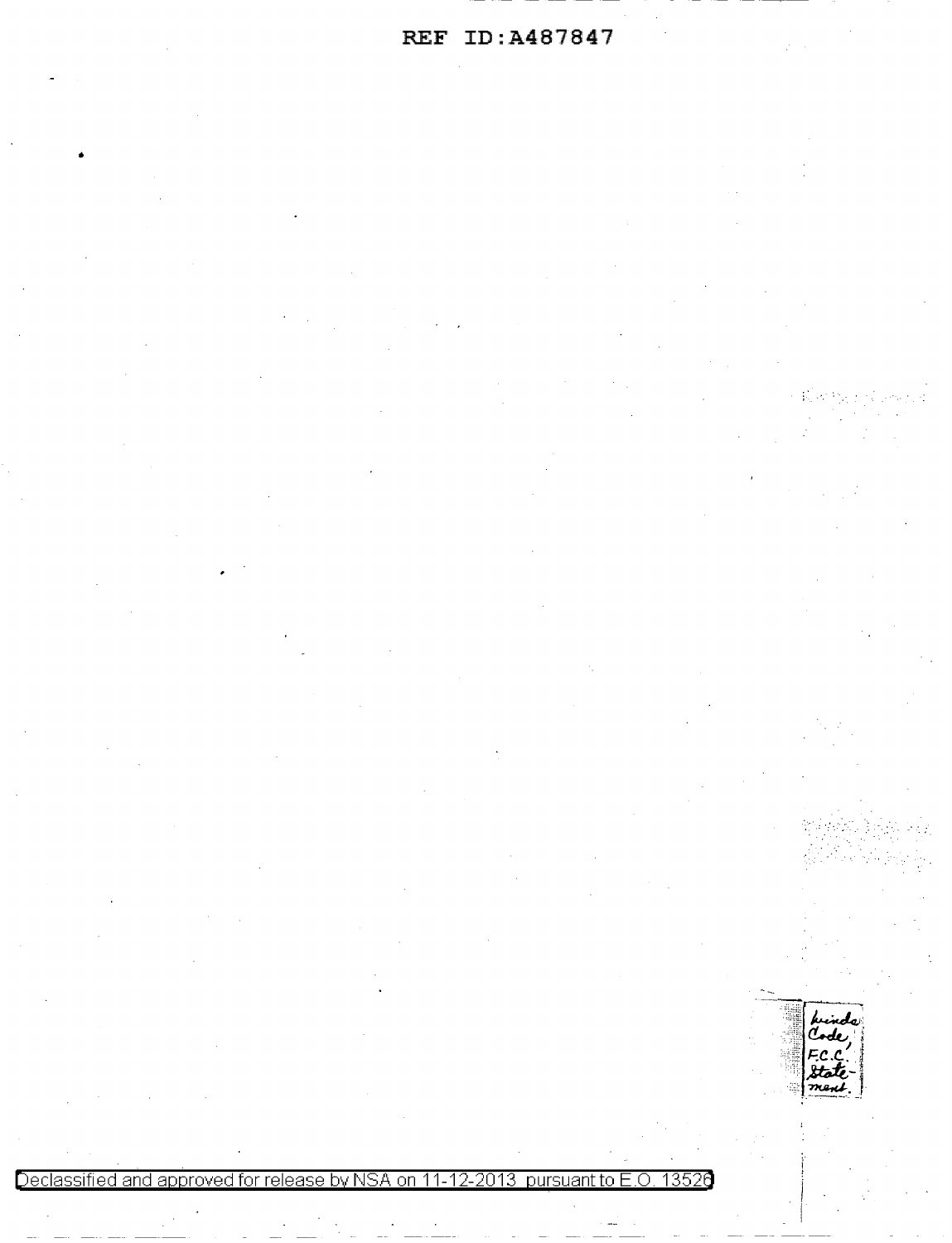Kinda Code, F.C.C. Statement.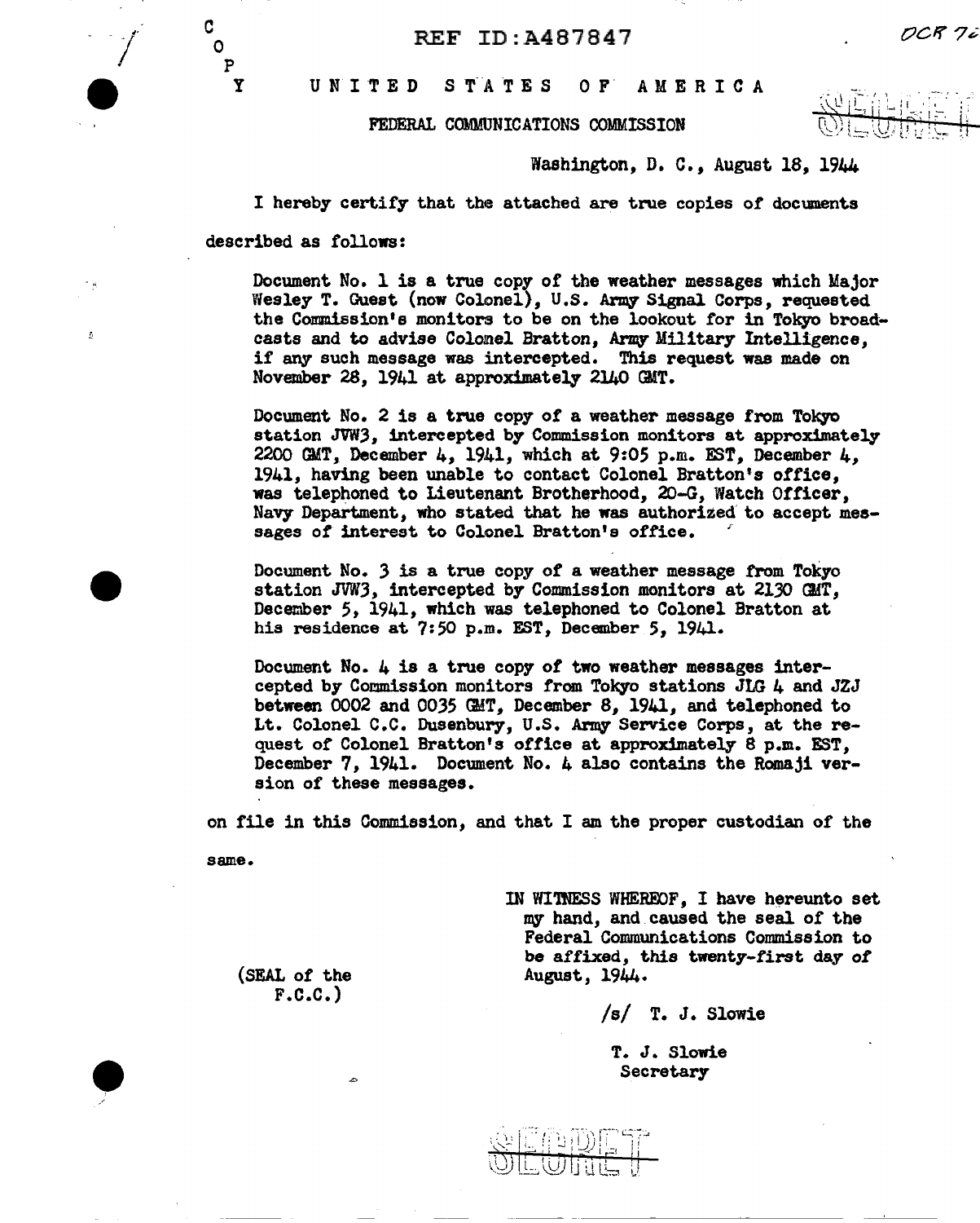C
O
P
Y

REF ID:A487847

UNITED STATES OF AMERICA

FEDERAL COMMUNICATIONS COMMISSION

SECRET

Washington, D. C., August 18, 1944

I hereby certify that the attached are true copies of documents described as follows:

Document No. 1 is a true copy of the weather messages which Major Wesley T. Guest (now Colonel), U.S. Army Signal Corps, requested the Commission's monitors to be on the lookout for in Tokyo broadcasts and to advise Colonel Bratton, Army Military Intelligence, if any such message was intercepted. This request was made on November 28, 1941 at approximately 2140 GMT.

Document No. 2 is a true copy of a weather message from Tokyo station JVW3, intercepted by Commission monitors at approximately 2200 GMT, December 4, 1941, which at 9:05 p.m. EST, December 4, 1941, having been unable to contact Colonel Bratton's office, was telephoned to Lieutenant Brotherhood, 20-G, Watch Officer, Navy Department, who stated that he was authorized to accept messages of interest to Colonel Bratton's office.

Document No. 3 is a true copy of a weather message from Tokyo station JVW3, intercepted by Commission monitors at 2130 GMT, December 5, 1941, which was telephoned to Colonel Bratton at his residence at 7:50 p.m. EST, December 5, 1941.

Document No. 4 is a true copy of two weather messages intercepted by Commission monitors from Tokyo stations JLG 4 and JZJ between 0002 and 0035 GMT, December 8, 1941, and telephoned to Lt. Colonel C.C. Dusenbury, U.S. Army Service Corps, at the request of Colonel Bratton's office at approximately 8 p.m. EST, December 7, 1941. Document No. 4 also contains the Romaji version of these messages.

on file in this Commission, and that I am the proper custodian of the same.

IN WITNESS WHEREOF, I have hereunto set my hand, and caused the seal of the Federal Communications Commission to be affixed, this twenty-first day of August, 1944.

(SEAL of the F.C.C.)

/s/ T. J. Slowie

T. J. Slowie
Secretary

SECRET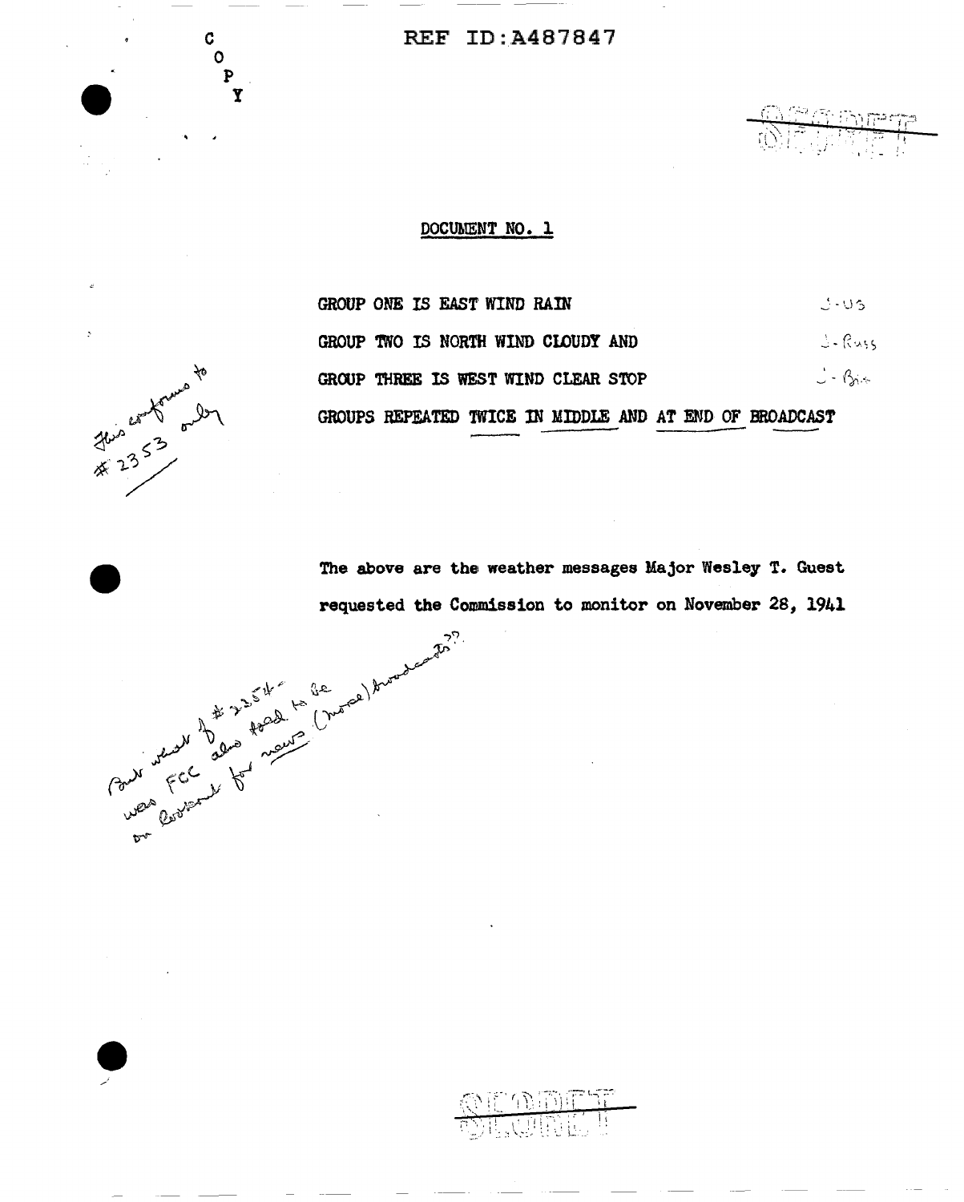C
O
P
Y

SECRET

## DOCUMENT NO. 1

GROUP ONE IS EAST WIND RAIN — J-US

GROUP TWO IS NORTH WIND CLOUDY AND — J-Russ

GROUP THREE IS WEST WIND CLEAR STOP — J-Brit

GROUPS REPEATED TWICE IN MIDDLE AND AT END OF BROADCAST

This conforms to #2353 only

The above are the weather messages Major Wesley T. Guest requested the Commission to monitor on November 28, 1941

But what of #2354 - was FCC also told to be on lookout for news (voice) broadcasts??

SECRET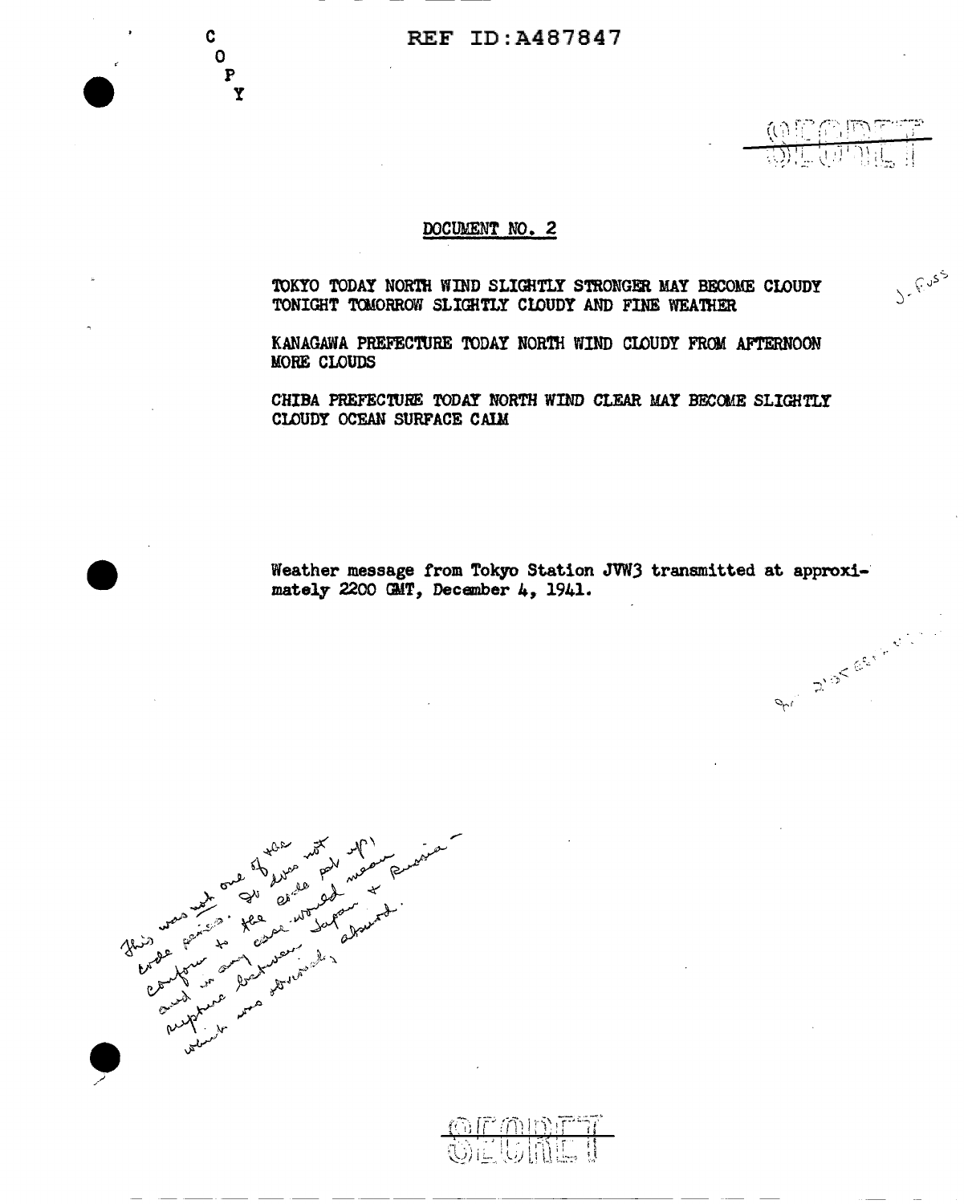REF ID:A487847

C
O
P
Y

SECRET

## DOCUMENT NO. 2

TOKYO TODAY NORTH WIND SLIGHTLY STRONGER MAY BECOME CLOUDY TONIGHT TOMORROW SLIGHTLY CLOUDY AND FINE WEATHER

KANAGAWA PREFECTURE TODAY NORTH WIND CLOUDY FROM AFTERNOON MORE CLOUDS

CHIBA PREFECTURE TODAY NORTH WIND CLEAR MAY BECOME SLIGHTLY CLOUDY OCEAN SURFACE CALM

Weather message from Tokyo Station JVW3 transmitted at approximately 2200 GMT, December 4, 1941.

*This was not one of the code phrases. It does not conform to the code set up, and in any case would mean rupture between Japan & Russia — which was obviously absurd.*

SECRET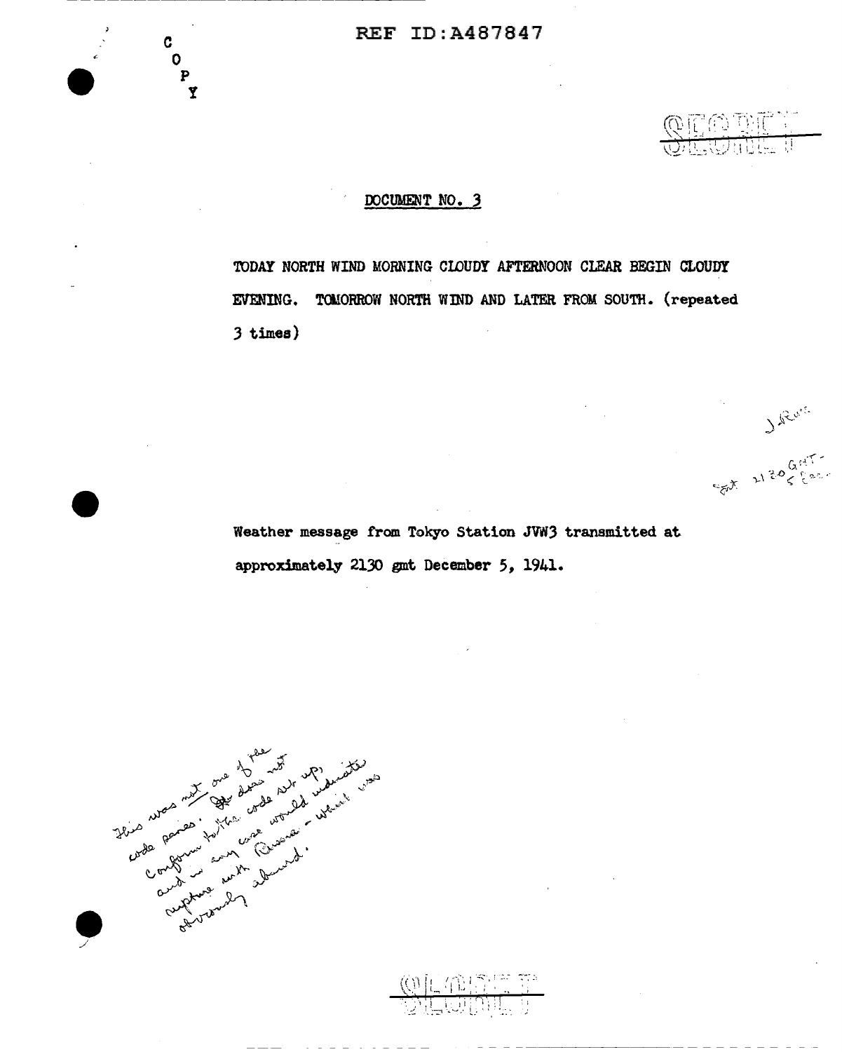REF ID:A487847

C
O
P
Y

SECRET

DOCUMENT NO. 3

TODAY NORTH WIND MORNING CLOUDY AFTERNOON CLEAR BEGIN CLOUDY EVENING. TOMORROW NORTH WIND AND LATER FROM SOUTH. (repeated 3 times)

J. Rus.

Sat 2130 GMT - 5 Dec.

Weather message from Tokyo Station JVW3 transmitted at approximately 2130 gmt December 5, 1941.

This was not one of the code phrases. It does not conform to the code set up, and in any case would indicate rupture with Russia - which was obviously absurd.

SECRET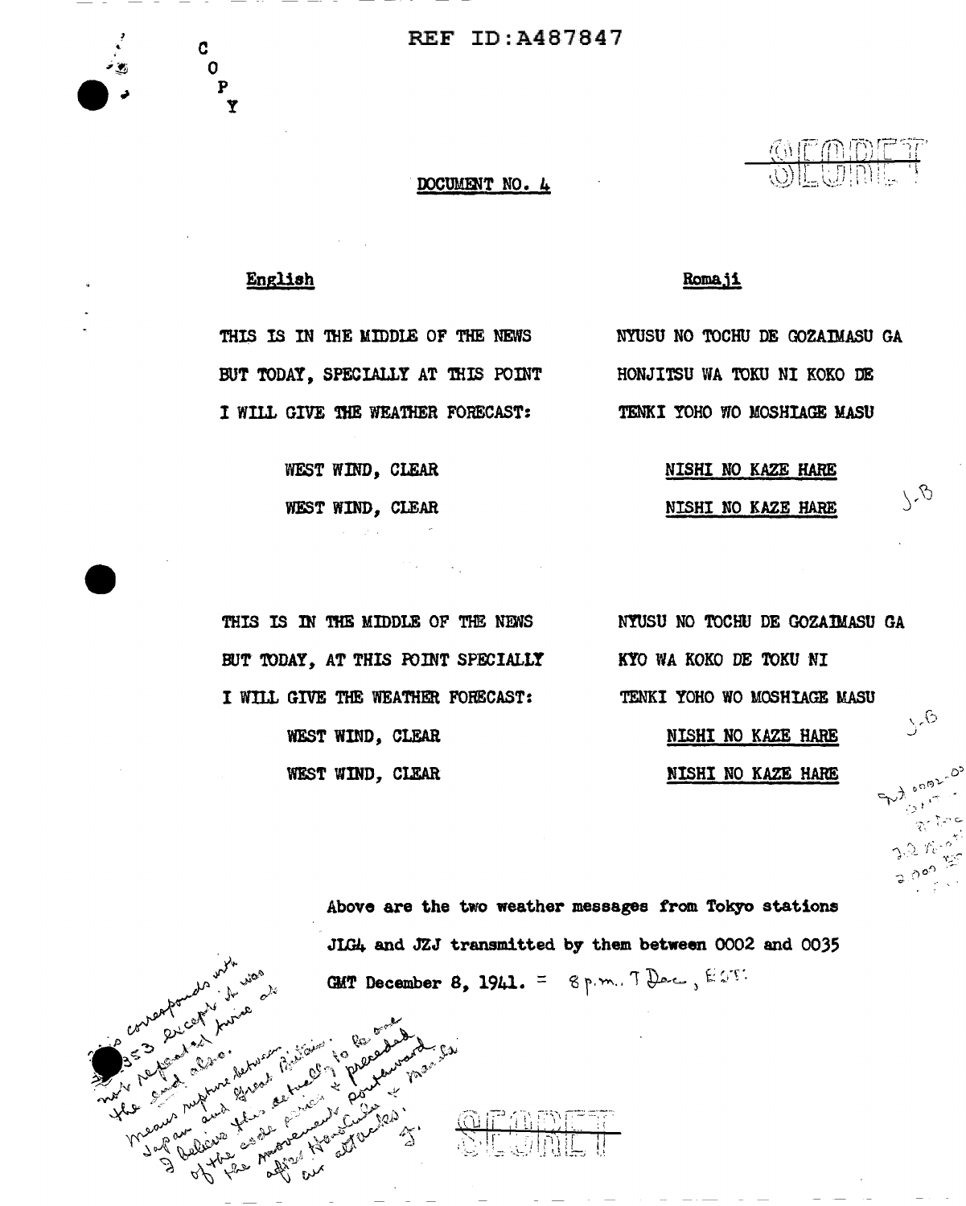REF ID:A487847

C
O
P
Y

SECRET

DOCUMENT NO. 4

| English | Romaji |
|---|---|
| THIS IS IN THE MIDDLE OF THE NEWS | NYUSU NO TOCHU DE GOZAIMASU GA |
| BUT TODAY, SPECIALLY AT THIS POINT | HONJITSU WA TOKU NI KOKO DE |
| I WILL GIVE THE WEATHER FORECAST: | TENKI YOHO WO MOSHIAGE MASU |
| WEST WIND, CLEAR | NISHI NO KAZE HARE |
| WEST WIND, CLEAR | NISHI NO KAZE HARE |

J-B

| English | Romaji |
|---|---|
| THIS IS IN THE MIDDLE OF THE NEWS | NYUSU NO TOCHU DE GOZAIMASU GA |
| BUT TODAY, AT THIS POINT SPECIALLY | KYO WA KOKO DE TOKU NI |
| I WILL GIVE THE WEATHER FORECAST: | TENKI YOHO WO MOSHIAGE MASU |
| WEST WIND, CLEAR | NISHI NO KAZE HARE |
| WEST WIND, CLEAR | NISHI NO KAZE HARE |

J-B

Above are the two weather messages from Tokyo stations JLG4 and JZJ transmitted by them between 0002 and 0035 GMT December 8, 1941. = 8 p.m. 7 Dec, EST.

This corresponds with 353 except it was not repeated twice at the end also. Means rupture between Japan and Great Britain. I believe this actually to be one of the code phrases & preceded the movement southward after Honolulu & Manila our attacks. J.

SECRET